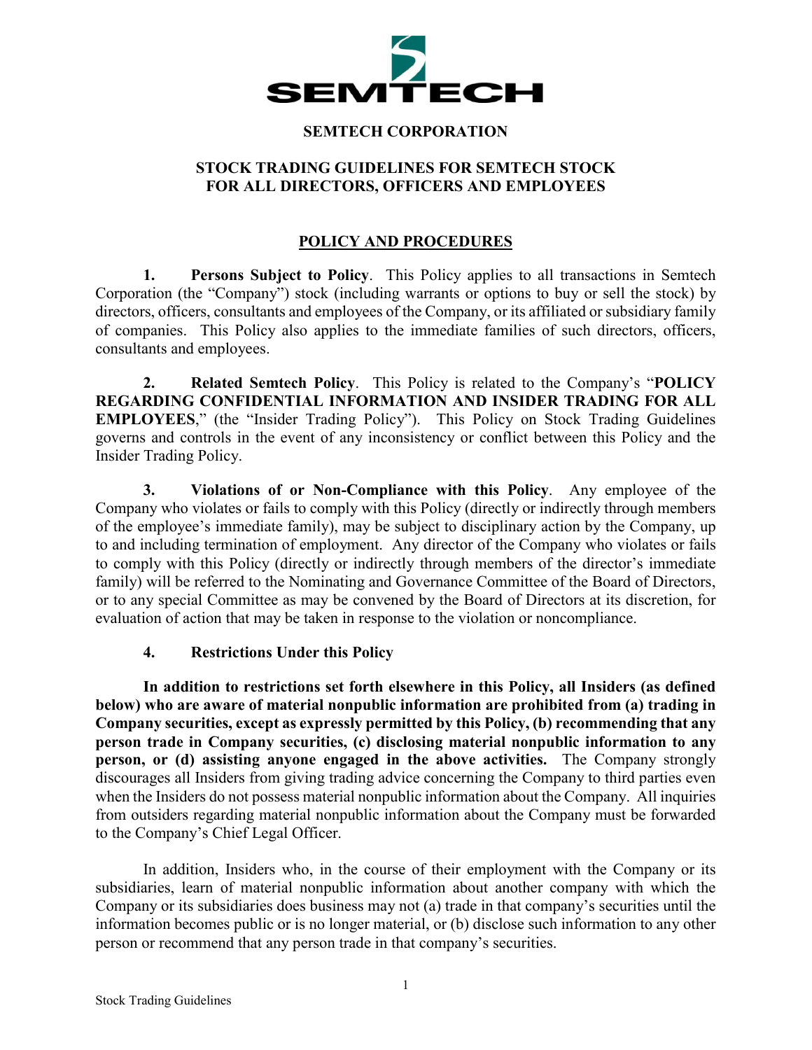# SEMTECH CORPORATION

## STOCK TRADING GUIDELINES FOR SEMTECH STOCK FOR ALL DIRECTORS, OFFICERS AND EMPLOYEES

### POLICY AND PROCEDURES

**1. Persons Subject to Policy**. This Policy applies to all transactions in Semtech Corporation (the "Company") stock (including warrants or options to buy or sell the stock) by directors, officers, consultants and employees of the Company, or its affiliated or subsidiary family of companies. This Policy also applies to the immediate families of such directors, officers, consultants and employees.

**2. Related Semtech Policy**. This Policy is related to the Company's "**POLICY REGARDING CONFIDENTIAL INFORMATION AND INSIDER TRADING FOR ALL EMPLOYEES**," (the "Insider Trading Policy"). This Policy on Stock Trading Guidelines governs and controls in the event of any inconsistency or conflict between this Policy and the Insider Trading Policy.

**3. Violations of or Non-Compliance with this Policy**. Any employee of the Company who violates or fails to comply with this Policy (directly or indirectly through members of the employee's immediate family), may be subject to disciplinary action by the Company, up to and including termination of employment. Any director of the Company who violates or fails to comply with this Policy (directly or indirectly through members of the director's immediate family) will be referred to the Nominating and Governance Committee of the Board of Directors, or to any special Committee as may be convened by the Board of Directors at its discretion, for evaluation of action that may be taken in response to the violation or noncompliance.

**4. Restrictions Under this Policy**

**In addition to restrictions set forth elsewhere in this Policy, all Insiders (as defined below) who are aware of material nonpublic information are prohibited from (a) trading in Company securities, except as expressly permitted by this Policy, (b) recommending that any person trade in Company securities, (c) disclosing material nonpublic information to any person, or (d) assisting anyone engaged in the above activities.** The Company strongly discourages all Insiders from giving trading advice concerning the Company to third parties even when the Insiders do not possess material nonpublic information about the Company. All inquiries from outsiders regarding material nonpublic information about the Company must be forwarded to the Company's Chief Legal Officer.

In addition, Insiders who, in the course of their employment with the Company or its subsidiaries, learn of material nonpublic information about another company with which the Company or its subsidiaries does business may not (a) trade in that company's securities until the information becomes public or is no longer material, or (b) disclose such information to any other person or recommend that any person trade in that company's securities.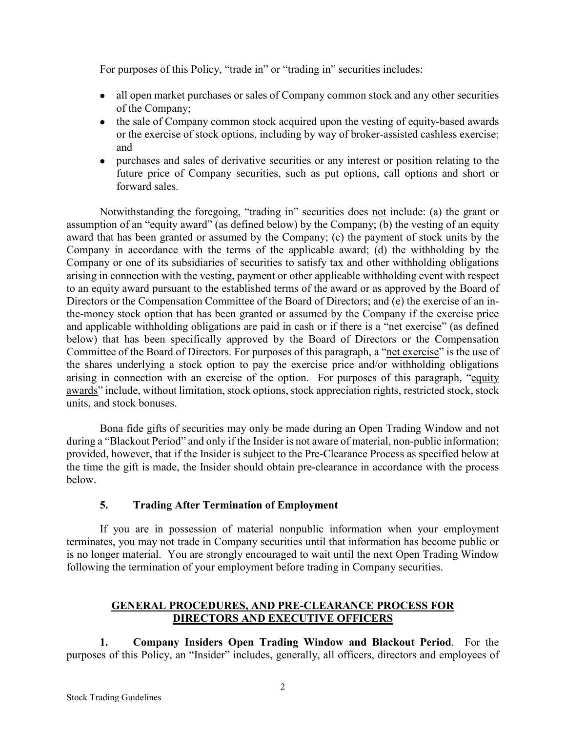For purposes of this Policy, "trade in" or "trading in" securities includes:

- all open market purchases or sales of Company common stock and any other securities of the Company;
- the sale of Company common stock acquired upon the vesting of equity-based awards or the exercise of stock options, including by way of broker-assisted cashless exercise; and
- purchases and sales of derivative securities or any interest or position relating to the future price of Company securities, such as put options, call options and short or forward sales.

Notwithstanding the foregoing, "trading in" securities does not include: (a) the grant or assumption of an "equity award" (as defined below) by the Company; (b) the vesting of an equity award that has been granted or assumed by the Company; (c) the payment of stock units by the Company in accordance with the terms of the applicable award; (d) the withholding by the Company or one of its subsidiaries of securities to satisfy tax and other withholding obligations arising in connection with the vesting, payment or other applicable withholding event with respect to an equity award pursuant to the established terms of the award or as approved by the Board of Directors or the Compensation Committee of the Board of Directors; and (e) the exercise of an in-the-money stock option that has been granted or assumed by the Company if the exercise price and applicable withholding obligations are paid in cash or if there is a "net exercise" (as defined below) that has been specifically approved by the Board of Directors or the Compensation Committee of the Board of Directors. For purposes of this paragraph, a "net exercise" is the use of the shares underlying a stock option to pay the exercise price and/or withholding obligations arising in connection with an exercise of the option. For purposes of this paragraph, "equity awards" include, without limitation, stock options, stock appreciation rights, restricted stock, stock units, and stock bonuses.

Bona fide gifts of securities may only be made during an Open Trading Window and not during a "Blackout Period" and only if the Insider is not aware of material, non-public information; provided, however, that if the Insider is subject to the Pre-Clearance Process as specified below at the time the gift is made, the Insider should obtain pre-clearance in accordance with the process below.

### 5. Trading After Termination of Employment

If you are in possession of material nonpublic information when your employment terminates, you may not trade in Company securities until that information has become public or is no longer material. You are strongly encouraged to wait until the next Open Trading Window following the termination of your employment before trading in Company securities.

## GENERAL PROCEDURES, AND PRE-CLEARANCE PROCESS FOR DIRECTORS AND EXECUTIVE OFFICERS

**1. Company Insiders Open Trading Window and Blackout Period**. For the purposes of this Policy, an "Insider" includes, generally, all officers, directors and employees of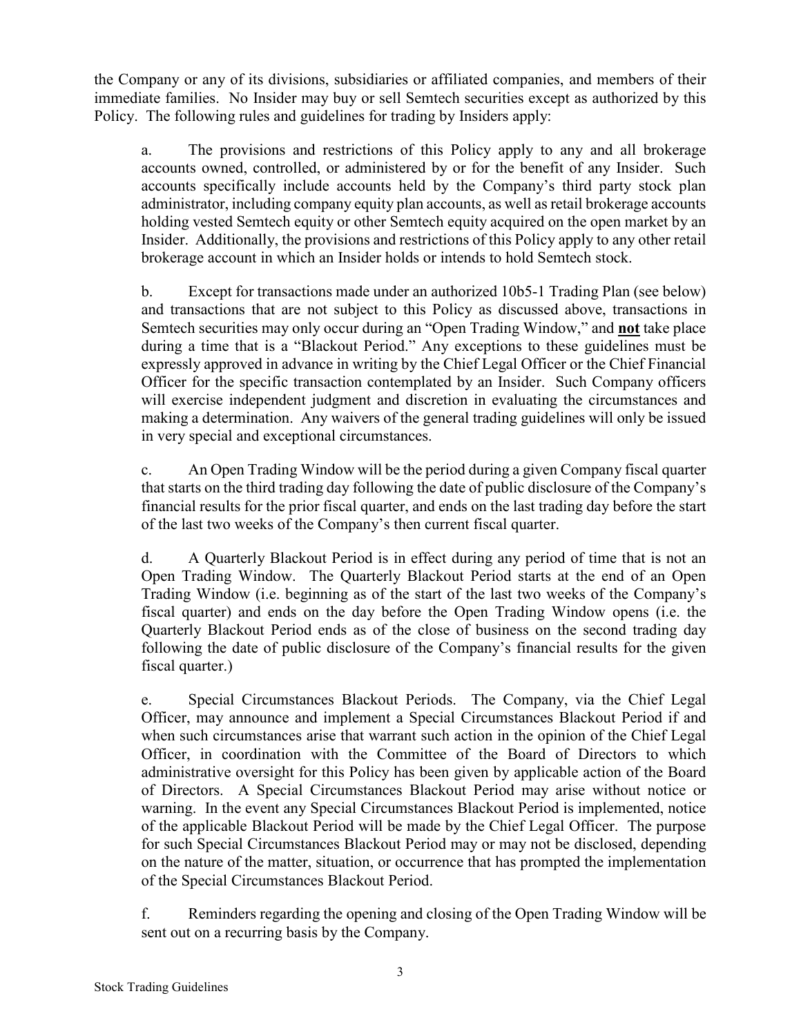the Company or any of its divisions, subsidiaries or affiliated companies, and members of their immediate families. No Insider may buy or sell Semtech securities except as authorized by this Policy. The following rules and guidelines for trading by Insiders apply:

a. The provisions and restrictions of this Policy apply to any and all brokerage accounts owned, controlled, or administered by or for the benefit of any Insider. Such accounts specifically include accounts held by the Company's third party stock plan administrator, including company equity plan accounts, as well as retail brokerage accounts holding vested Semtech equity or other Semtech equity acquired on the open market by an Insider. Additionally, the provisions and restrictions of this Policy apply to any other retail brokerage account in which an Insider holds or intends to hold Semtech stock.

b. Except for transactions made under an authorized 10b5-1 Trading Plan (see below) and transactions that are not subject to this Policy as discussed above, transactions in Semtech securities may only occur during an "Open Trading Window," and **not** take place during a time that is a "Blackout Period." Any exceptions to these guidelines must be expressly approved in advance in writing by the Chief Legal Officer or the Chief Financial Officer for the specific transaction contemplated by an Insider. Such Company officers will exercise independent judgment and discretion in evaluating the circumstances and making a determination. Any waivers of the general trading guidelines will only be issued in very special and exceptional circumstances.

c. An Open Trading Window will be the period during a given Company fiscal quarter that starts on the third trading day following the date of public disclosure of the Company's financial results for the prior fiscal quarter, and ends on the last trading day before the start of the last two weeks of the Company's then current fiscal quarter.

d. A Quarterly Blackout Period is in effect during any period of time that is not an Open Trading Window. The Quarterly Blackout Period starts at the end of an Open Trading Window (i.e. beginning as of the start of the last two weeks of the Company's fiscal quarter) and ends on the day before the Open Trading Window opens (i.e. the Quarterly Blackout Period ends as of the close of business on the second trading day following the date of public disclosure of the Company's financial results for the given fiscal quarter.)

e. Special Circumstances Blackout Periods. The Company, via the Chief Legal Officer, may announce and implement a Special Circumstances Blackout Period if and when such circumstances arise that warrant such action in the opinion of the Chief Legal Officer, in coordination with the Committee of the Board of Directors to which administrative oversight for this Policy has been given by applicable action of the Board of Directors. A Special Circumstances Blackout Period may arise without notice or warning. In the event any Special Circumstances Blackout Period is implemented, notice of the applicable Blackout Period will be made by the Chief Legal Officer. The purpose for such Special Circumstances Blackout Period may or may not be disclosed, depending on the nature of the matter, situation, or occurrence that has prompted the implementation of the Special Circumstances Blackout Period.

f. Reminders regarding the opening and closing of the Open Trading Window will be sent out on a recurring basis by the Company.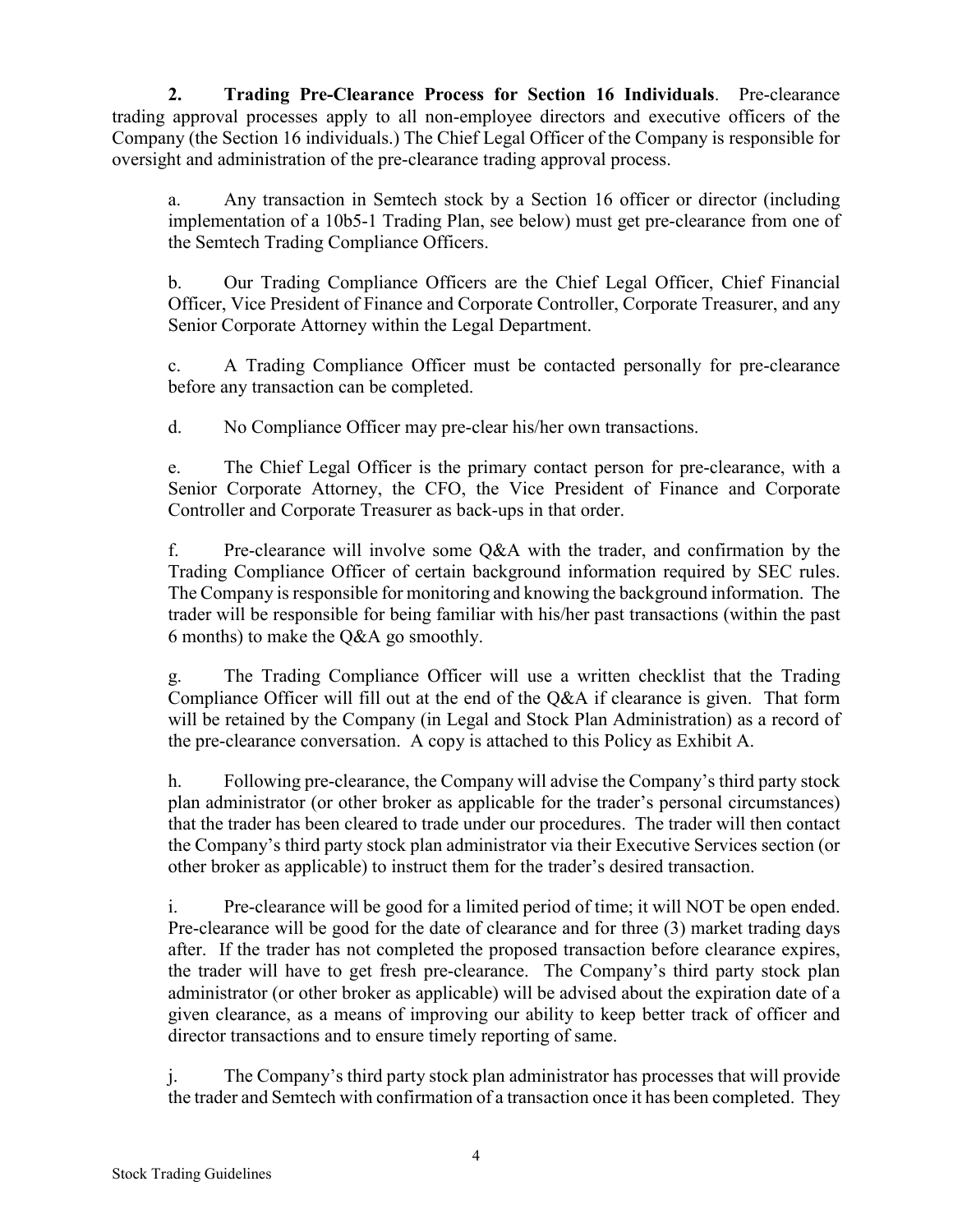**2. Trading Pre-Clearance Process for Section 16 Individuals**. Pre-clearance trading approval processes apply to all non-employee directors and executive officers of the Company (the Section 16 individuals.) The Chief Legal Officer of the Company is responsible for oversight and administration of the pre-clearance trading approval process.

a. Any transaction in Semtech stock by a Section 16 officer or director (including implementation of a 10b5-1 Trading Plan, see below) must get pre-clearance from one of the Semtech Trading Compliance Officers.

b. Our Trading Compliance Officers are the Chief Legal Officer, Chief Financial Officer, Vice President of Finance and Corporate Controller, Corporate Treasurer, and any Senior Corporate Attorney within the Legal Department.

c. A Trading Compliance Officer must be contacted personally for pre-clearance before any transaction can be completed.

d. No Compliance Officer may pre-clear his/her own transactions.

e. The Chief Legal Officer is the primary contact person for pre-clearance, with a Senior Corporate Attorney, the CFO, the Vice President of Finance and Corporate Controller and Corporate Treasurer as back-ups in that order.

f. Pre-clearance will involve some Q&A with the trader, and confirmation by the Trading Compliance Officer of certain background information required by SEC rules. The Company is responsible for monitoring and knowing the background information. The trader will be responsible for being familiar with his/her past transactions (within the past 6 months) to make the Q&A go smoothly.

g. The Trading Compliance Officer will use a written checklist that the Trading Compliance Officer will fill out at the end of the Q&A if clearance is given. That form will be retained by the Company (in Legal and Stock Plan Administration) as a record of the pre-clearance conversation. A copy is attached to this Policy as Exhibit A.

h. Following pre-clearance, the Company will advise the Company's third party stock plan administrator (or other broker as applicable for the trader's personal circumstances) that the trader has been cleared to trade under our procedures. The trader will then contact the Company's third party stock plan administrator via their Executive Services section (or other broker as applicable) to instruct them for the trader's desired transaction.

i. Pre-clearance will be good for a limited period of time; it will NOT be open ended. Pre-clearance will be good for the date of clearance and for three (3) market trading days after. If the trader has not completed the proposed transaction before clearance expires, the trader will have to get fresh pre-clearance. The Company's third party stock plan administrator (or other broker as applicable) will be advised about the expiration date of a given clearance, as a means of improving our ability to keep better track of officer and director transactions and to ensure timely reporting of same.

j. The Company's third party stock plan administrator has processes that will provide the trader and Semtech with confirmation of a transaction once it has been completed. They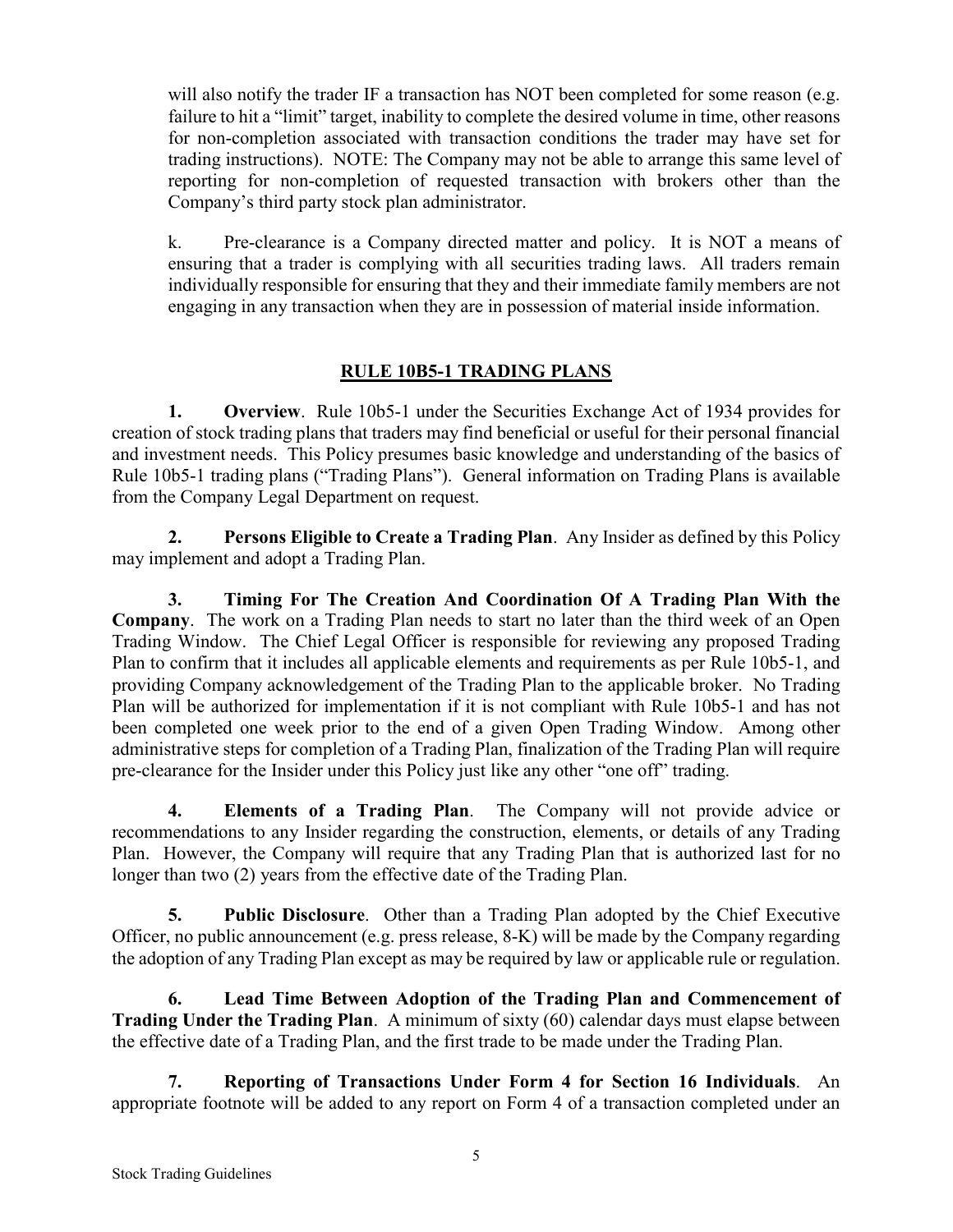will also notify the trader IF a transaction has NOT been completed for some reason (e.g. failure to hit a "limit" target, inability to complete the desired volume in time, other reasons for non-completion associated with transaction conditions the trader may have set for trading instructions). NOTE: The Company may not be able to arrange this same level of reporting for non-completion of requested transaction with brokers other than the Company's third party stock plan administrator.

k. Pre-clearance is a Company directed matter and policy. It is NOT a means of ensuring that a trader is complying with all securities trading laws. All traders remain individually responsible for ensuring that they and their immediate family members are not engaging in any transaction when they are in possession of material inside information.

## RULE 10B5-1 TRADING PLANS

**1. Overview**. Rule 10b5-1 under the Securities Exchange Act of 1934 provides for creation of stock trading plans that traders may find beneficial or useful for their personal financial and investment needs. This Policy presumes basic knowledge and understanding of the basics of Rule 10b5-1 trading plans ("Trading Plans"). General information on Trading Plans is available from the Company Legal Department on request.

**2. Persons Eligible to Create a Trading Plan**. Any Insider as defined by this Policy may implement and adopt a Trading Plan.

**3. Timing For The Creation And Coordination Of A Trading Plan With the Company**. The work on a Trading Plan needs to start no later than the third week of an Open Trading Window. The Chief Legal Officer is responsible for reviewing any proposed Trading Plan to confirm that it includes all applicable elements and requirements as per Rule 10b5-1, and providing Company acknowledgement of the Trading Plan to the applicable broker. No Trading Plan will be authorized for implementation if it is not compliant with Rule 10b5-1 and has not been completed one week prior to the end of a given Open Trading Window. Among other administrative steps for completion of a Trading Plan, finalization of the Trading Plan will require pre-clearance for the Insider under this Policy just like any other "one off" trading.

**4. Elements of a Trading Plan**. The Company will not provide advice or recommendations to any Insider regarding the construction, elements, or details of any Trading Plan. However, the Company will require that any Trading Plan that is authorized last for no longer than two (2) years from the effective date of the Trading Plan.

**5. Public Disclosure**. Other than a Trading Plan adopted by the Chief Executive Officer, no public announcement (e.g. press release, 8-K) will be made by the Company regarding the adoption of any Trading Plan except as may be required by law or applicable rule or regulation.

**6. Lead Time Between Adoption of the Trading Plan and Commencement of Trading Under the Trading Plan**. A minimum of sixty (60) calendar days must elapse between the effective date of a Trading Plan, and the first trade to be made under the Trading Plan.

**7. Reporting of Transactions Under Form 4 for Section 16 Individuals**. An appropriate footnote will be added to any report on Form 4 of a transaction completed under an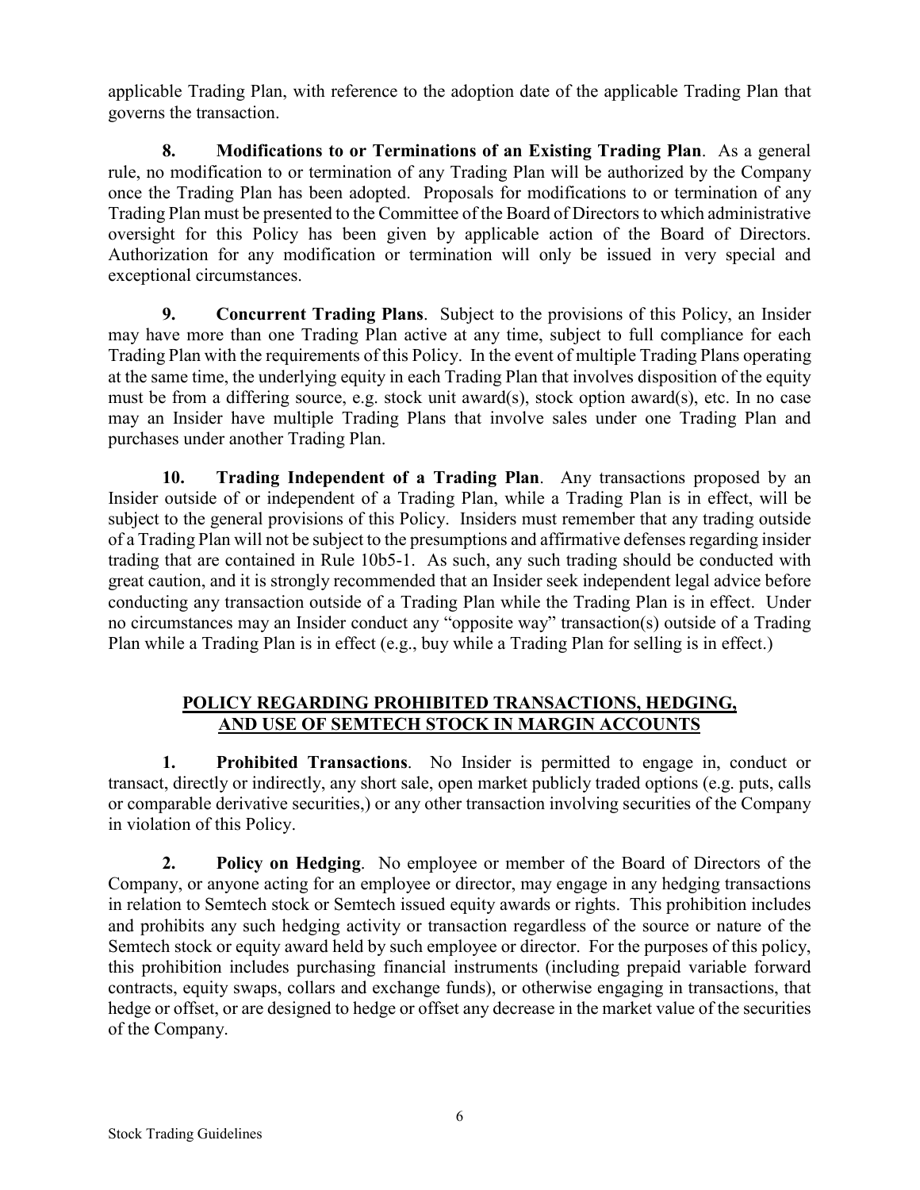applicable Trading Plan, with reference to the adoption date of the applicable Trading Plan that governs the transaction.

**8. Modifications to or Terminations of an Existing Trading Plan**. As a general rule, no modification to or termination of any Trading Plan will be authorized by the Company once the Trading Plan has been adopted. Proposals for modifications to or termination of any Trading Plan must be presented to the Committee of the Board of Directors to which administrative oversight for this Policy has been given by applicable action of the Board of Directors. Authorization for any modification or termination will only be issued in very special and exceptional circumstances.

**9. Concurrent Trading Plans**. Subject to the provisions of this Policy, an Insider may have more than one Trading Plan active at any time, subject to full compliance for each Trading Plan with the requirements of this Policy. In the event of multiple Trading Plans operating at the same time, the underlying equity in each Trading Plan that involves disposition of the equity must be from a differing source, e.g. stock unit award(s), stock option award(s), etc. In no case may an Insider have multiple Trading Plans that involve sales under one Trading Plan and purchases under another Trading Plan.

**10. Trading Independent of a Trading Plan**. Any transactions proposed by an Insider outside of or independent of a Trading Plan, while a Trading Plan is in effect, will be subject to the general provisions of this Policy. Insiders must remember that any trading outside of a Trading Plan will not be subject to the presumptions and affirmative defenses regarding insider trading that are contained in Rule 10b5-1. As such, any such trading should be conducted with great caution, and it is strongly recommended that an Insider seek independent legal advice before conducting any transaction outside of a Trading Plan while the Trading Plan is in effect. Under no circumstances may an Insider conduct any "opposite way" transaction(s) outside of a Trading Plan while a Trading Plan is in effect (e.g., buy while a Trading Plan for selling is in effect.)

## POLICY REGARDING PROHIBITED TRANSACTIONS, HEDGING, AND USE OF SEMTECH STOCK IN MARGIN ACCOUNTS

**1. Prohibited Transactions**. No Insider is permitted to engage in, conduct or transact, directly or indirectly, any short sale, open market publicly traded options (e.g. puts, calls or comparable derivative securities,) or any other transaction involving securities of the Company in violation of this Policy.

**2. Policy on Hedging**. No employee or member of the Board of Directors of the Company, or anyone acting for an employee or director, may engage in any hedging transactions in relation to Semtech stock or Semtech issued equity awards or rights. This prohibition includes and prohibits any such hedging activity or transaction regardless of the source or nature of the Semtech stock or equity award held by such employee or director. For the purposes of this policy, this prohibition includes purchasing financial instruments (including prepaid variable forward contracts, equity swaps, collars and exchange funds), or otherwise engaging in transactions, that hedge or offset, or are designed to hedge or offset any decrease in the market value of the securities of the Company.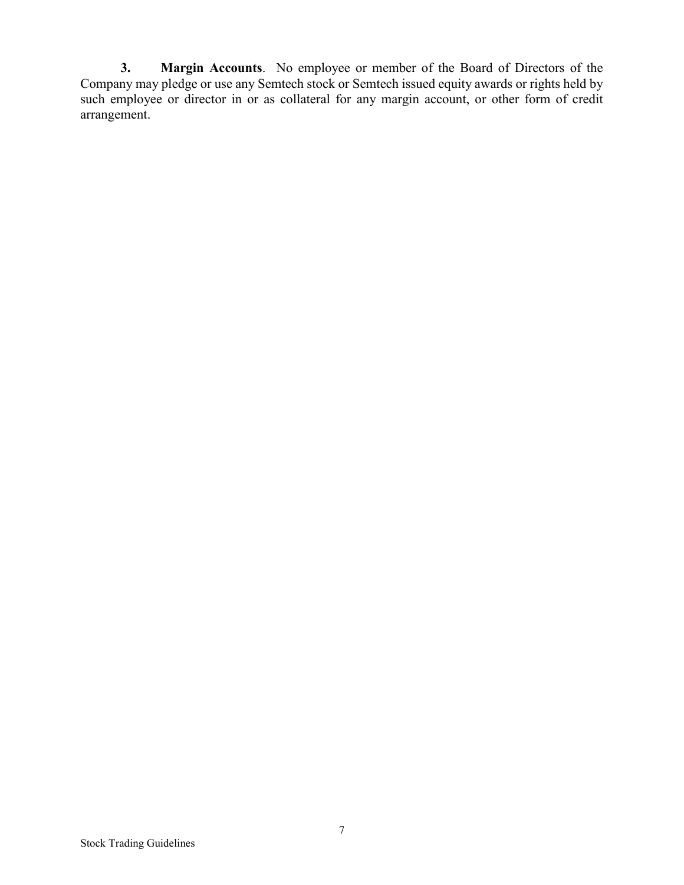**3. Margin Accounts**. No employee or member of the Board of Directors of the Company may pledge or use any Semtech stock or Semtech issued equity awards or rights held by such employee or director in or as collateral for any margin account, or other form of credit arrangement.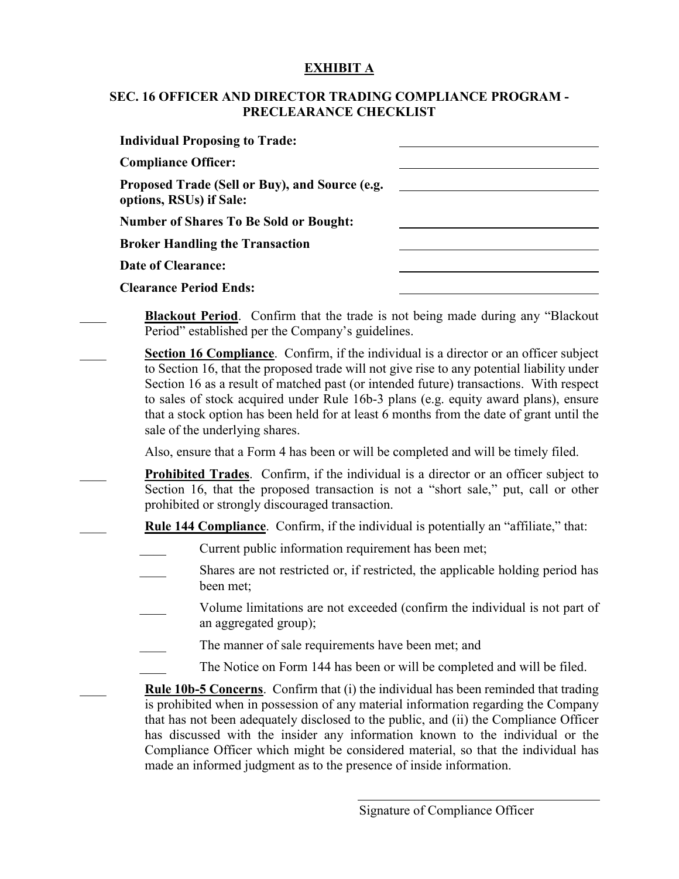# EXHIBIT A

## SEC. 16 OFFICER AND DIRECTOR TRADING COMPLIANCE PROGRAM - PRECLEARANCE CHECKLIST

| | |
|---|---|
| **Individual Proposing to Trade:** | ______________________________ |
| **Compliance Officer:** | ______________________________ |
| **Proposed Trade (Sell or Buy), and Source (e.g. options, RSUs) if Sale:** | ______________________________ |
| **Number of Shares To Be Sold or Bought:** | ______________________________ |
| **Broker Handling the Transaction** | ______________________________ |
| **Date of Clearance:** | ______________________________ |
| **Clearance Period Ends:** | ______________________________ |

____ **Blackout Period**. Confirm that the trade is not being made during any "Blackout Period" established per the Company's guidelines.

____ **Section 16 Compliance**. Confirm, if the individual is a director or an officer subject to Section 16, that the proposed trade will not give rise to any potential liability under Section 16 as a result of matched past (or intended future) transactions. With respect to sales of stock acquired under Rule 16b-3 plans (e.g. equity award plans), ensure that a stock option has been held for at least 6 months from the date of grant until the sale of the underlying shares.

Also, ensure that a Form 4 has been or will be completed and will be timely filed.

____ **Prohibited Trades**. Confirm, if the individual is a director or an officer subject to Section 16, that the proposed transaction is not a "short sale," put, call or other prohibited or strongly discouraged transaction.

____ **Rule 144 Compliance**. Confirm, if the individual is potentially an "affiliate," that:

- ____ Current public information requirement has been met;
- ____ Shares are not restricted or, if restricted, the applicable holding period has been met;
- ____ Volume limitations are not exceeded (confirm the individual is not part of an aggregated group);
- ____ The manner of sale requirements have been met; and
- ____ The Notice on Form 144 has been or will be completed and will be filed.

____ **Rule 10b-5 Concerns**. Confirm that (i) the individual has been reminded that trading is prohibited when in possession of any material information regarding the Company that has not been adequately disclosed to the public, and (ii) the Compliance Officer has discussed with the insider any information known to the individual or the Compliance Officer which might be considered material, so that the individual has made an informed judgment as to the presence of inside information.

______________________________

Signature of Compliance Officer